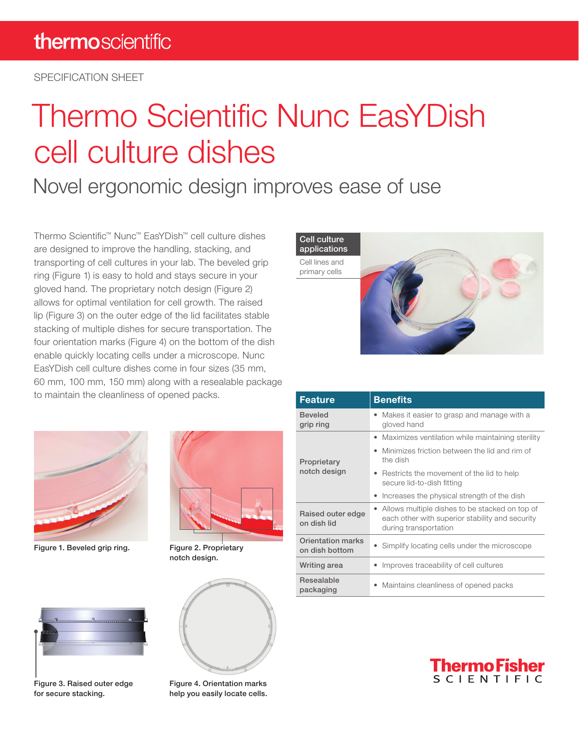SPECIFICATION SHEET

# Thermo Scientific Nunc EasYDish cell culture dishes

## Novel ergonomic design improves ease of use

Thermo Scientific™ Nunc™ EasYDish™ cell culture dishes are designed to improve the handling, stacking, and transporting of cell cultures in your lab. The beveled grip ring (Figure 1) is easy to hold and stays secure in your gloved hand. The proprietary notch design (Figure 2) allows for optimal ventilation for cell growth. The raised lip (Figure 3) on the outer edge of the lid facilitates stable stacking of multiple dishes for secure transportation. The four orientation marks (Figure 4) on the bottom of the dish enable quickly locating cells under a microscope. Nunc EasYDish cell culture dishes come in four sizes (35 mm, 60 mm, 100 mm, 150 mm) along with a resealable package to maintain the cleanliness of opened packs.

| Cell culture applications |
|---|
| Cell lines and primary cells |

Figure 1. Beveled grip ring.

Figure 2. Proprietary notch design.

Figure 3. Raised outer edge for secure stacking.

Figure 4. Orientation marks help you easily locate cells.

| Feature | Benefits |
|---|---|
| Beveled grip ring | • Makes it easier to grasp and manage with a gloved hand |
| Proprietary notch design | • Maximizes ventilation while maintaining sterility<br>• Minimizes friction between the lid and rim of the dish<br>• Restricts the movement of the lid to help secure lid-to-dish fitting<br>• Increases the physical strength of the dish |
| Raised outer edge on dish lid | • Allows multiple dishes to be stacked on top of each other with superior stability and security during transportation |
| Orientation marks on dish bottom | • Simplify locating cells under the microscope |
| Writing area | • Improves traceability of cell cultures |
| Resealable packaging | • Maintains cleanliness of opened packs |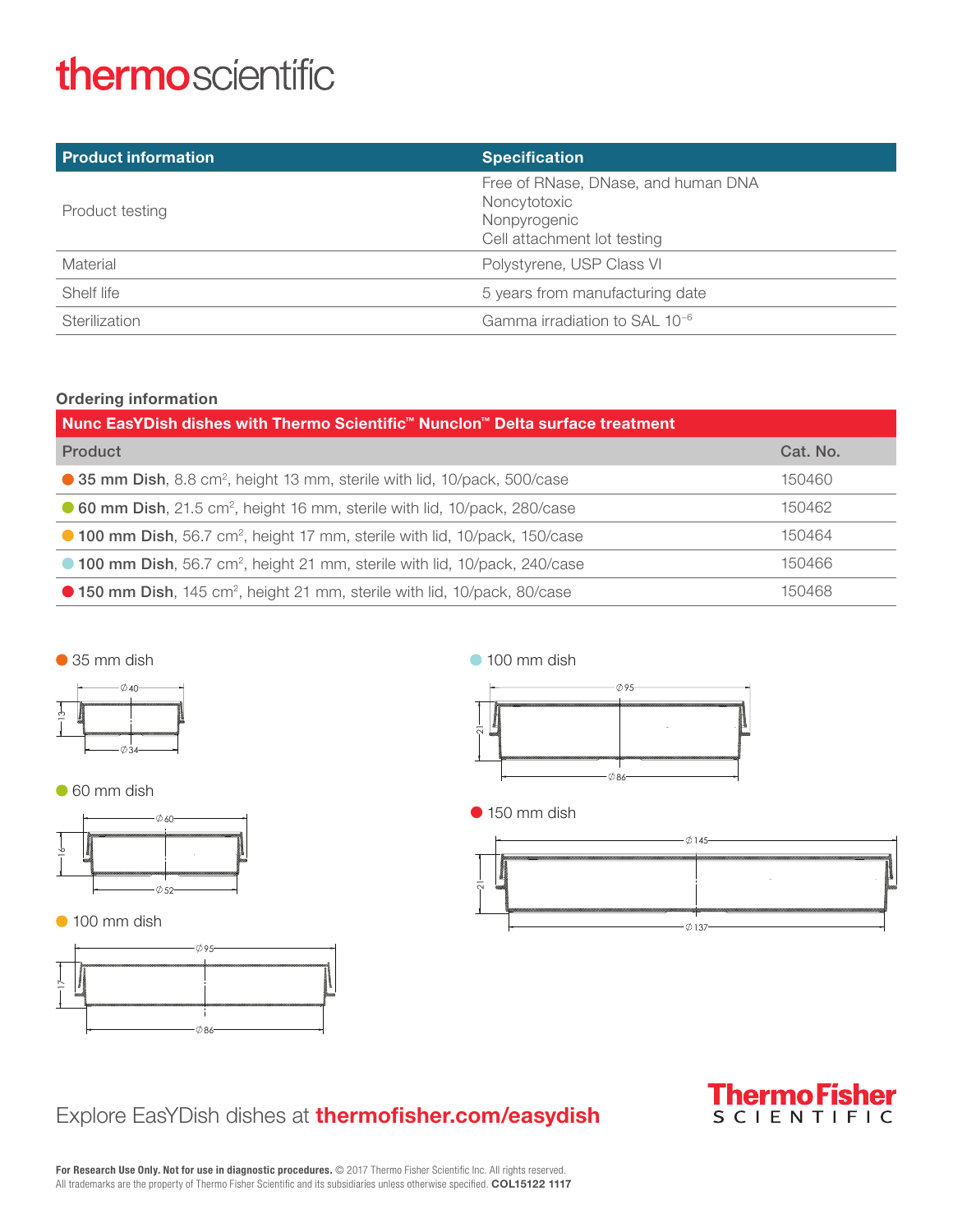| Product information | Specification |
|---|---|
| Product testing | Free of RNase, DNase, and human DNA<br>Noncytotoxic<br>Nonpyrogenic<br>Cell attachment lot testing |
| Material | Polystyrene, USP Class VI |
| Shelf life | 5 years from manufacturing date |
| Sterilization | Gamma irradiation to SAL $10^{-6}$ |

### Ordering information

**Nunc EasYDish dishes with Thermo Scientific™ Nunclon™ Delta surface treatment**

| Product | Cat. No. |
|---|---|
| **35 mm Dish**, 8.8 $cm^2$, height 13 mm, sterile with lid, 10/pack, 500/case | 150460 |
| **60 mm Dish**, 21.5 $cm^2$, height 16 mm, sterile with lid, 10/pack, 280/case | 150462 |
| **100 mm Dish**, 56.7 $cm^2$, height 17 mm, sterile with lid, 10/pack, 150/case | 150464 |
| **100 mm Dish**, 56.7 $cm^2$, height 21 mm, sterile with lid, 10/pack, 240/case | 150466 |
| **150 mm Dish**, 145 $cm^2$, height 21 mm, sterile with lid, 10/pack, 80/case | 150468 |

35 mm dish

Ø40
13
Ø34

60 mm dish

Ø60
16
Ø52

100 mm dish

Ø95
17
Ø86

100 mm dish

Ø95
21
Ø86

150 mm dish

Ø145
21
Ø137

Explore EasYDish dishes at **thermofisher.com/easydish**

**For Research Use Only. Not for use in diagnostic procedures.** © 2017 Thermo Fisher Scientific Inc. All rights reserved.
All trademarks are the property of Thermo Fisher Scientific and its subsidiaries unless otherwise specified. **COL15122 1117**